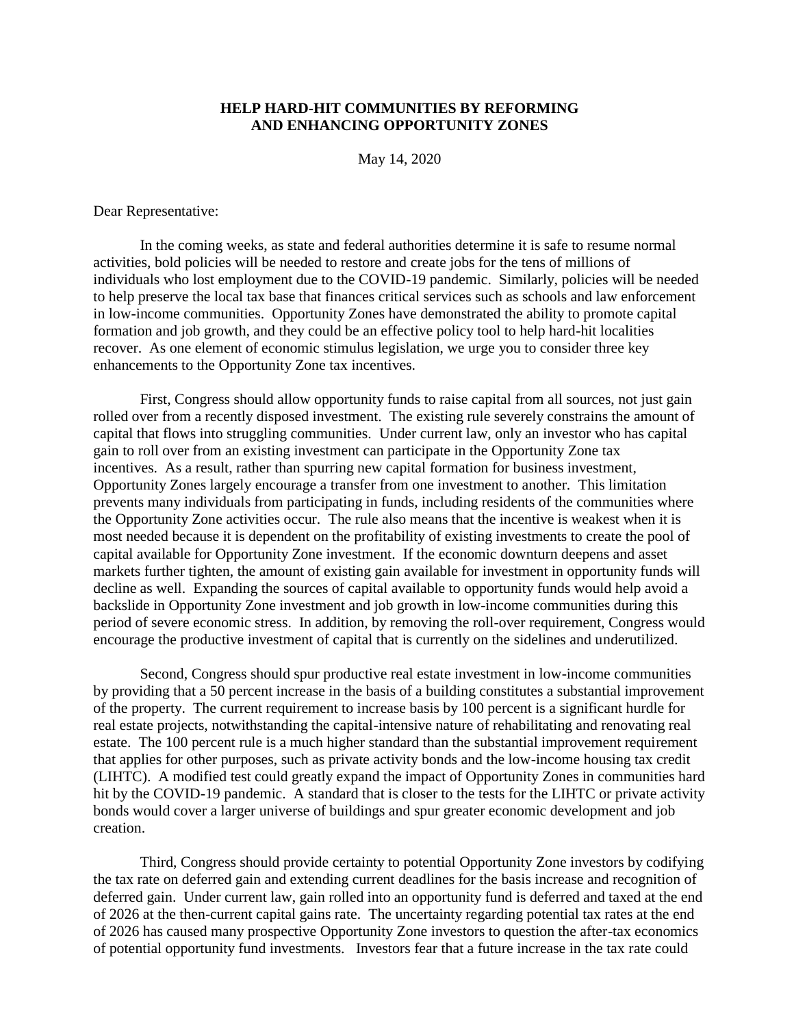# HELP HARD-HIT COMMUNITIES BY REFORMING AND ENHANCING OPPORTUNITY ZONES

May 14, 2020

Dear Representative:

In the coming weeks, as state and federal authorities determine it is safe to resume normal activities, bold policies will be needed to restore and create jobs for the tens of millions of individuals who lost employment due to the COVID-19 pandemic. Similarly, policies will be needed to help preserve the local tax base that finances critical services such as schools and law enforcement in low-income communities. Opportunity Zones have demonstrated the ability to promote capital formation and job growth, and they could be an effective policy tool to help hard-hit localities recover. As one element of economic stimulus legislation, we urge you to consider three key enhancements to the Opportunity Zone tax incentives.

First, Congress should allow opportunity funds to raise capital from all sources, not just gain rolled over from a recently disposed investment. The existing rule severely constrains the amount of capital that flows into struggling communities. Under current law, only an investor who has capital gain to roll over from an existing investment can participate in the Opportunity Zone tax incentives. As a result, rather than spurring new capital formation for business investment, Opportunity Zones largely encourage a transfer from one investment to another. This limitation prevents many individuals from participating in funds, including residents of the communities where the Opportunity Zone activities occur. The rule also means that the incentive is weakest when it is most needed because it is dependent on the profitability of existing investments to create the pool of capital available for Opportunity Zone investment. If the economic downturn deepens and asset markets further tighten, the amount of existing gain available for investment in opportunity funds will decline as well. Expanding the sources of capital available to opportunity funds would help avoid a backslide in Opportunity Zone investment and job growth in low-income communities during this period of severe economic stress. In addition, by removing the roll-over requirement, Congress would encourage the productive investment of capital that is currently on the sidelines and underutilized.

Second, Congress should spur productive real estate investment in low-income communities by providing that a 50 percent increase in the basis of a building constitutes a substantial improvement of the property. The current requirement to increase basis by 100 percent is a significant hurdle for real estate projects, notwithstanding the capital-intensive nature of rehabilitating and renovating real estate. The 100 percent rule is a much higher standard than the substantial improvement requirement that applies for other purposes, such as private activity bonds and the low-income housing tax credit (LIHTC). A modified test could greatly expand the impact of Opportunity Zones in communities hard hit by the COVID-19 pandemic. A standard that is closer to the tests for the LIHTC or private activity bonds would cover a larger universe of buildings and spur greater economic development and job creation.

Third, Congress should provide certainty to potential Opportunity Zone investors by codifying the tax rate on deferred gain and extending current deadlines for the basis increase and recognition of deferred gain. Under current law, gain rolled into an opportunity fund is deferred and taxed at the end of 2026 at the then-current capital gains rate. The uncertainty regarding potential tax rates at the end of 2026 has caused many prospective Opportunity Zone investors to question the after-tax economics of potential opportunity fund investments. Investors fear that a future increase in the tax rate could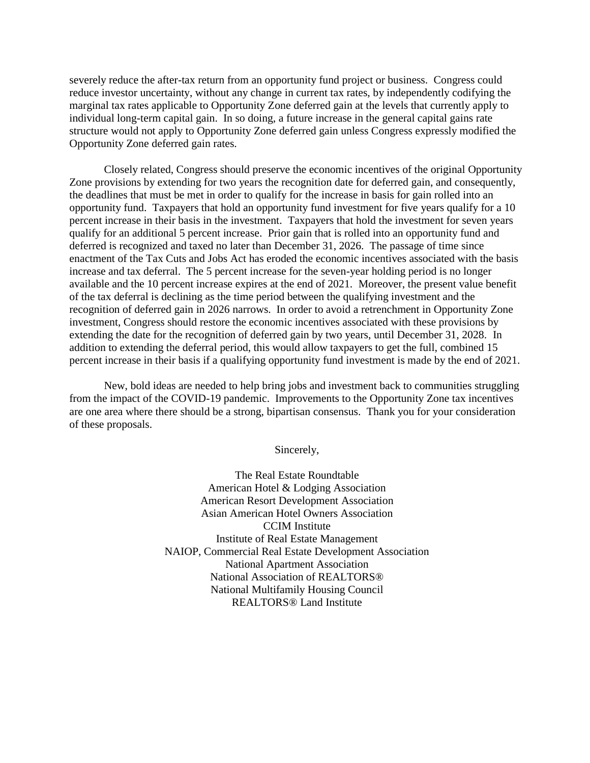severely reduce the after-tax return from an opportunity fund project or business. Congress could reduce investor uncertainty, without any change in current tax rates, by independently codifying the marginal tax rates applicable to Opportunity Zone deferred gain at the levels that currently apply to individual long-term capital gain. In so doing, a future increase in the general capital gains rate structure would not apply to Opportunity Zone deferred gain unless Congress expressly modified the Opportunity Zone deferred gain rates.

Closely related, Congress should preserve the economic incentives of the original Opportunity Zone provisions by extending for two years the recognition date for deferred gain, and consequently, the deadlines that must be met in order to qualify for the increase in basis for gain rolled into an opportunity fund. Taxpayers that hold an opportunity fund investment for five years qualify for a 10 percent increase in their basis in the investment. Taxpayers that hold the investment for seven years qualify for an additional 5 percent increase. Prior gain that is rolled into an opportunity fund and deferred is recognized and taxed no later than December 31, 2026. The passage of time since enactment of the Tax Cuts and Jobs Act has eroded the economic incentives associated with the basis increase and tax deferral. The 5 percent increase for the seven-year holding period is no longer available and the 10 percent increase expires at the end of 2021. Moreover, the present value benefit of the tax deferral is declining as the time period between the qualifying investment and the recognition of deferred gain in 2026 narrows. In order to avoid a retrenchment in Opportunity Zone investment, Congress should restore the economic incentives associated with these provisions by extending the date for the recognition of deferred gain by two years, until December 31, 2028. In addition to extending the deferral period, this would allow taxpayers to get the full, combined 15 percent increase in their basis if a qualifying opportunity fund investment is made by the end of 2021.

New, bold ideas are needed to help bring jobs and investment back to communities struggling from the impact of the COVID-19 pandemic. Improvements to the Opportunity Zone tax incentives are one area where there should be a strong, bipartisan consensus. Thank you for your consideration of these proposals.

Sincerely,

The Real Estate Roundtable
American Hotel & Lodging Association
American Resort Development Association
Asian American Hotel Owners Association
CCIM Institute
Institute of Real Estate Management
NAIOP, Commercial Real Estate Development Association
National Apartment Association
National Association of REALTORS®
National Multifamily Housing Council
REALTORS® Land Institute